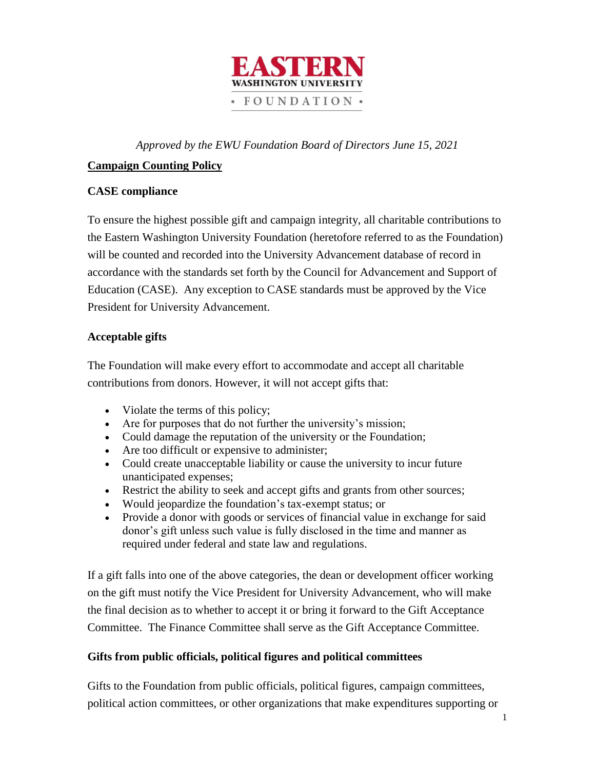# EASTERN WASHINGTON UNIVERSITY FOUNDATION

*Approved by the EWU Foundation Board of Directors June 15, 2021*

## Campaign Counting Policy

### CASE compliance

To ensure the highest possible gift and campaign integrity, all charitable contributions to the Eastern Washington University Foundation (heretofore referred to as the Foundation) will be counted and recorded into the University Advancement database of record in accordance with the standards set forth by the Council for Advancement and Support of Education (CASE). Any exception to CASE standards must be approved by the Vice President for University Advancement.

### Acceptable gifts

The Foundation will make every effort to accommodate and accept all charitable contributions from donors. However, it will not accept gifts that:

- Violate the terms of this policy;
- Are for purposes that do not further the university's mission;
- Could damage the reputation of the university or the Foundation;
- Are too difficult or expensive to administer;
- Could create unacceptable liability or cause the university to incur future unanticipated expenses;
- Restrict the ability to seek and accept gifts and grants from other sources;
- Would jeopardize the foundation's tax-exempt status; or
- Provide a donor with goods or services of financial value in exchange for said donor's gift unless such value is fully disclosed in the time and manner as required under federal and state law and regulations.

If a gift falls into one of the above categories, the dean or development officer working on the gift must notify the Vice President for University Advancement, who will make the final decision as to whether to accept it or bring it forward to the Gift Acceptance Committee. The Finance Committee shall serve as the Gift Acceptance Committee.

### Gifts from public officials, political figures and political committees

Gifts to the Foundation from public officials, political figures, campaign committees, political action committees, or other organizations that make expenditures supporting or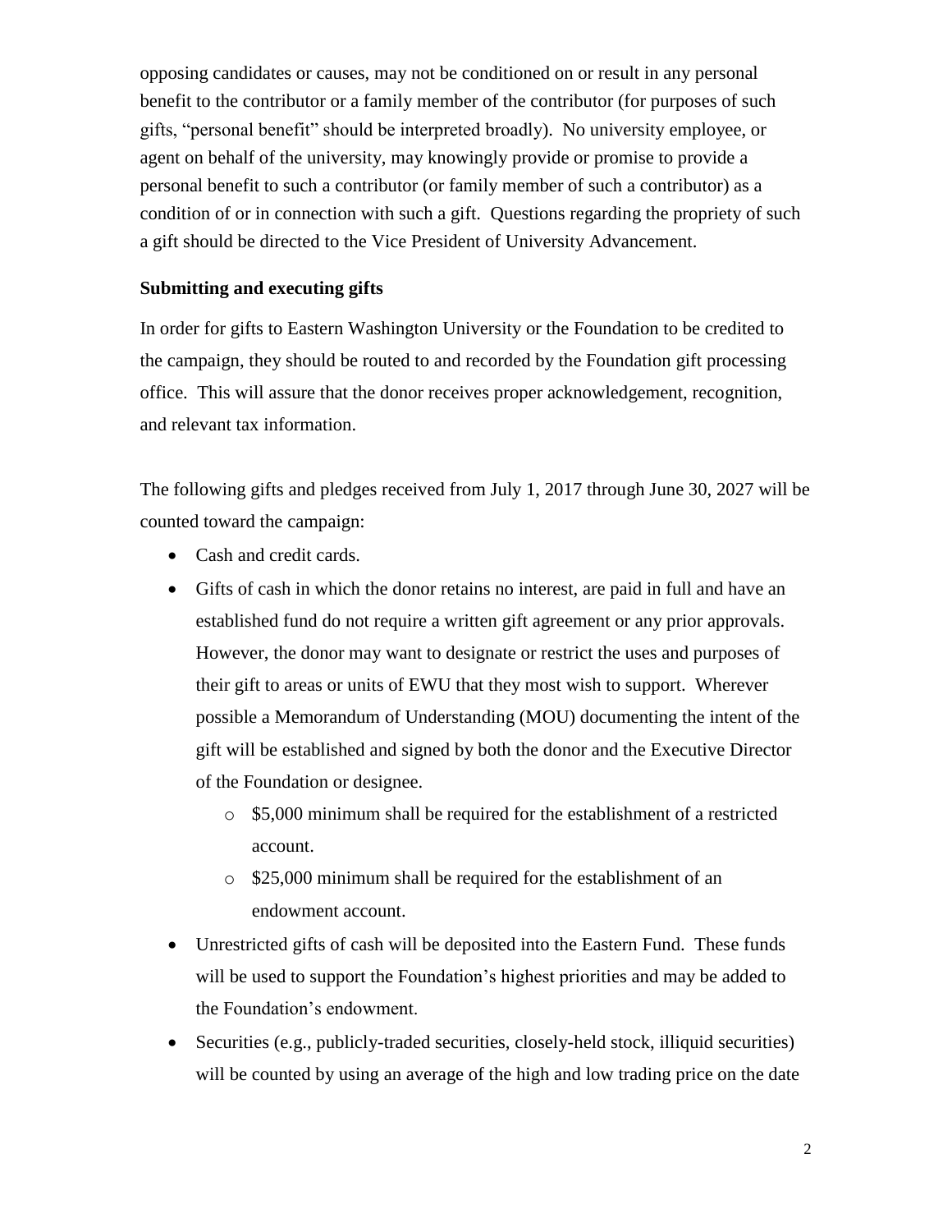opposing candidates or causes, may not be conditioned on or result in any personal benefit to the contributor or a family member of the contributor (for purposes of such gifts, "personal benefit" should be interpreted broadly). No university employee, or agent on behalf of the university, may knowingly provide or promise to provide a personal benefit to such a contributor (or family member of such a contributor) as a condition of or in connection with such a gift. Questions regarding the propriety of such a gift should be directed to the Vice President of University Advancement.

**Submitting and executing gifts**

In order for gifts to Eastern Washington University or the Foundation to be credited to the campaign, they should be routed to and recorded by the Foundation gift processing office. This will assure that the donor receives proper acknowledgement, recognition, and relevant tax information.

The following gifts and pledges received from July 1, 2017 through June 30, 2027 will be counted toward the campaign:

- Cash and credit cards.
- Gifts of cash in which the donor retains no interest, are paid in full and have an established fund do not require a written gift agreement or any prior approvals. However, the donor may want to designate or restrict the uses and purposes of their gift to areas or units of EWU that they most wish to support. Wherever possible a Memorandum of Understanding (MOU) documenting the intent of the gift will be established and signed by both the donor and the Executive Director of the Foundation or designee.
  - $5,000 minimum shall be required for the establishment of a restricted account.
  - $25,000 minimum shall be required for the establishment of an endowment account.
- Unrestricted gifts of cash will be deposited into the Eastern Fund. These funds will be used to support the Foundation's highest priorities and may be added to the Foundation's endowment.
- Securities (e.g., publicly-traded securities, closely-held stock, illiquid securities) will be counted by using an average of the high and low trading price on the date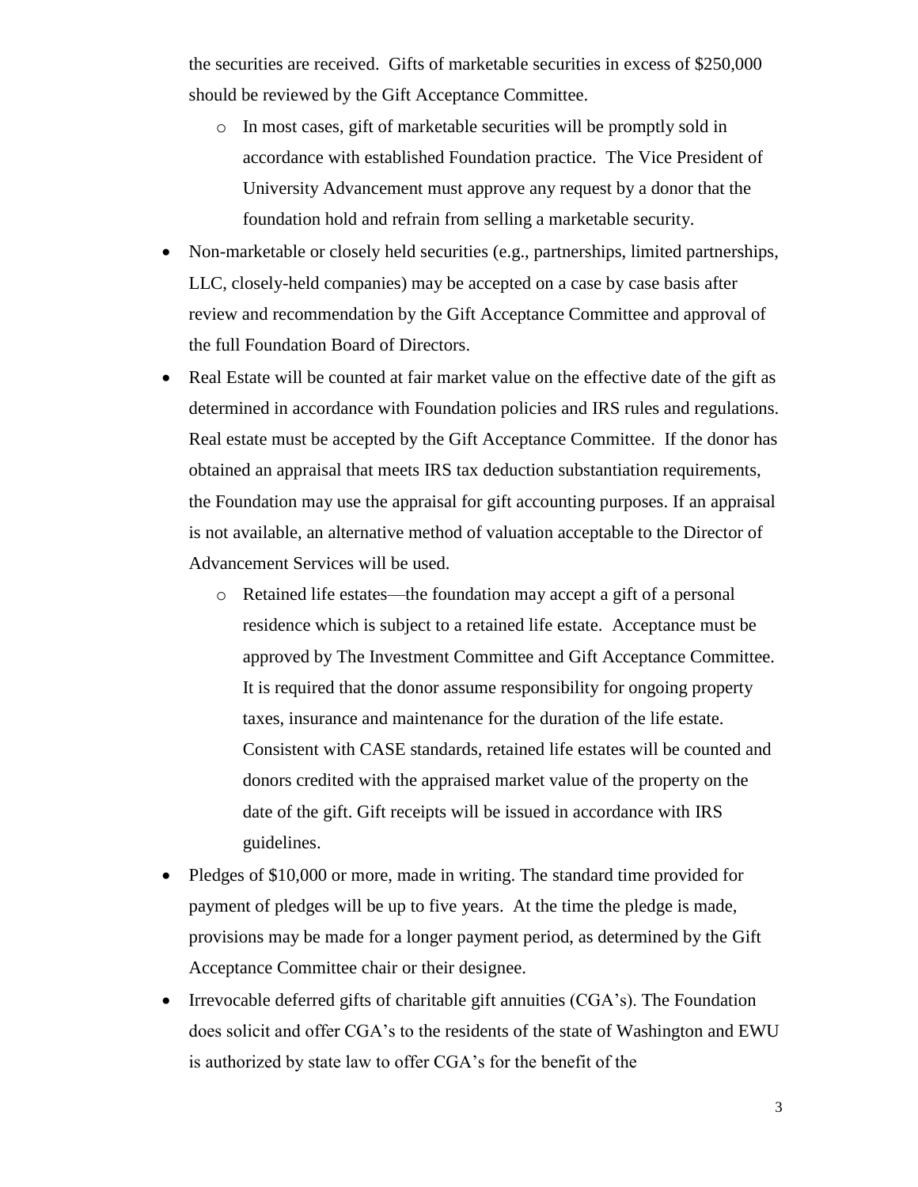the securities are received. Gifts of marketable securities in excess of $250,000 should be reviewed by the Gift Acceptance Committee.

  - In most cases, gift of marketable securities will be promptly sold in accordance with established Foundation practice. The Vice President of University Advancement must approve any request by a donor that the foundation hold and refrain from selling a marketable security.

- Non-marketable or closely held securities (e.g., partnerships, limited partnerships, LLC, closely-held companies) may be accepted on a case by case basis after review and recommendation by the Gift Acceptance Committee and approval of the full Foundation Board of Directors.
- Real Estate will be counted at fair market value on the effective date of the gift as determined in accordance with Foundation policies and IRS rules and regulations. Real estate must be accepted by the Gift Acceptance Committee. If the donor has obtained an appraisal that meets IRS tax deduction substantiation requirements, the Foundation may use the appraisal for gift accounting purposes. If an appraisal is not available, an alternative method of valuation acceptable to the Director of Advancement Services will be used.
  - Retained life estates—the foundation may accept a gift of a personal residence which is subject to a retained life estate. Acceptance must be approved by The Investment Committee and Gift Acceptance Committee. It is required that the donor assume responsibility for ongoing property taxes, insurance and maintenance for the duration of the life estate. Consistent with CASE standards, retained life estates will be counted and donors credited with the appraised market value of the property on the date of the gift. Gift receipts will be issued in accordance with IRS guidelines.
- Pledges of $10,000 or more, made in writing. The standard time provided for payment of pledges will be up to five years. At the time the pledge is made, provisions may be made for a longer payment period, as determined by the Gift Acceptance Committee chair or their designee.
- Irrevocable deferred gifts of charitable gift annuities (CGA's). The Foundation does solicit and offer CGA's to the residents of the state of Washington and EWU is authorized by state law to offer CGA's for the benefit of the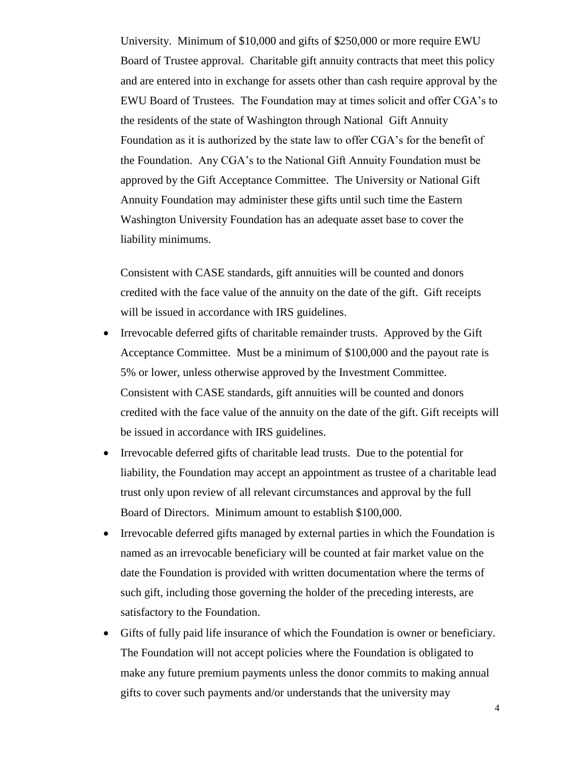University. Minimum of $10,000 and gifts of $250,000 or more require EWU Board of Trustee approval. Charitable gift annuity contracts that meet this policy and are entered into in exchange for assets other than cash require approval by the EWU Board of Trustees. The Foundation may at times solicit and offer CGA's to the residents of the state of Washington through National Gift Annuity Foundation as it is authorized by the state law to offer CGA's for the benefit of the Foundation. Any CGA's to the National Gift Annuity Foundation must be approved by the Gift Acceptance Committee. The University or National Gift Annuity Foundation may administer these gifts until such time the Eastern Washington University Foundation has an adequate asset base to cover the liability minimums.

Consistent with CASE standards, gift annuities will be counted and donors credited with the face value of the annuity on the date of the gift. Gift receipts will be issued in accordance with IRS guidelines.

- Irrevocable deferred gifts of charitable remainder trusts. Approved by the Gift Acceptance Committee. Must be a minimum of $100,000 and the payout rate is 5% or lower, unless otherwise approved by the Investment Committee. Consistent with CASE standards, gift annuities will be counted and donors credited with the face value of the annuity on the date of the gift. Gift receipts will be issued in accordance with IRS guidelines.
- Irrevocable deferred gifts of charitable lead trusts. Due to the potential for liability, the Foundation may accept an appointment as trustee of a charitable lead trust only upon review of all relevant circumstances and approval by the full Board of Directors. Minimum amount to establish $100,000.
- Irrevocable deferred gifts managed by external parties in which the Foundation is named as an irrevocable beneficiary will be counted at fair market value on the date the Foundation is provided with written documentation where the terms of such gift, including those governing the holder of the preceding interests, are satisfactory to the Foundation.
- Gifts of fully paid life insurance of which the Foundation is owner or beneficiary. The Foundation will not accept policies where the Foundation is obligated to make any future premium payments unless the donor commits to making annual gifts to cover such payments and/or understands that the university may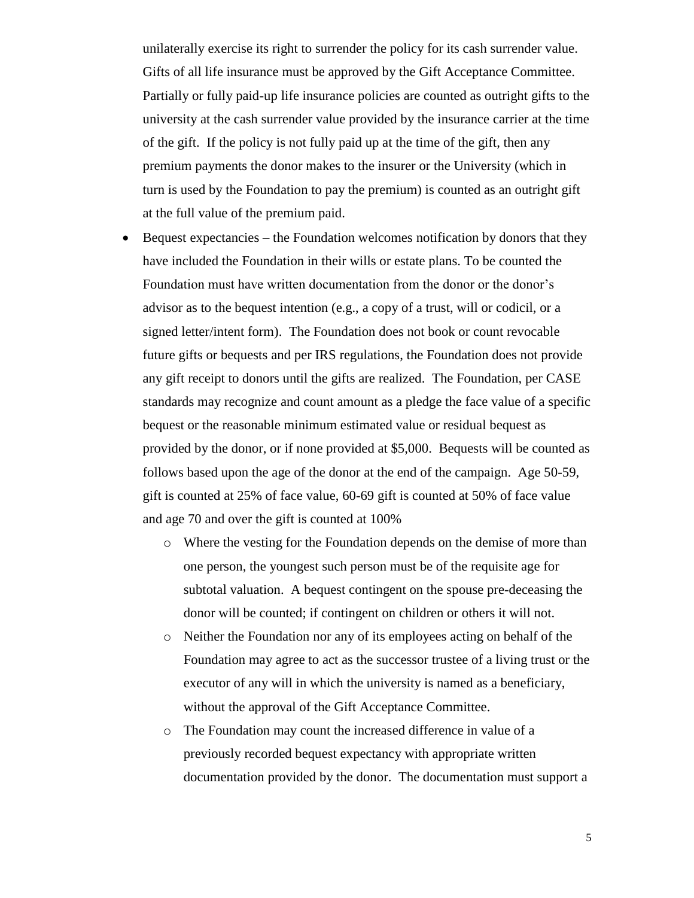unilaterally exercise its right to surrender the policy for its cash surrender value. Gifts of all life insurance must be approved by the Gift Acceptance Committee. Partially or fully paid-up life insurance policies are counted as outright gifts to the university at the cash surrender value provided by the insurance carrier at the time of the gift. If the policy is not fully paid up at the time of the gift, then any premium payments the donor makes to the insurer or the University (which in turn is used by the Foundation to pay the premium) is counted as an outright gift at the full value of the premium paid.

- Bequest expectancies – the Foundation welcomes notification by donors that they have included the Foundation in their wills or estate plans. To be counted the Foundation must have written documentation from the donor or the donor's advisor as to the bequest intention (e.g., a copy of a trust, will or codicil, or a signed letter/intent form). The Foundation does not book or count revocable future gifts or bequests and per IRS regulations, the Foundation does not provide any gift receipt to donors until the gifts are realized. The Foundation, per CASE standards may recognize and count amount as a pledge the face value of a specific bequest or the reasonable minimum estimated value or residual bequest as provided by the donor, or if none provided at $5,000. Bequests will be counted as follows based upon the age of the donor at the end of the campaign. Age 50-59, gift is counted at 25% of face value, 60-69 gift is counted at 50% of face value and age 70 and over the gift is counted at 100%
    - Where the vesting for the Foundation depends on the demise of more than one person, the youngest such person must be of the requisite age for subtotal valuation. A bequest contingent on the spouse pre-deceasing the donor will be counted; if contingent on children or others it will not.
    - Neither the Foundation nor any of its employees acting on behalf of the Foundation may agree to act as the successor trustee of a living trust or the executor of any will in which the university is named as a beneficiary, without the approval of the Gift Acceptance Committee.
    - The Foundation may count the increased difference in value of a previously recorded bequest expectancy with appropriate written documentation provided by the donor. The documentation must support a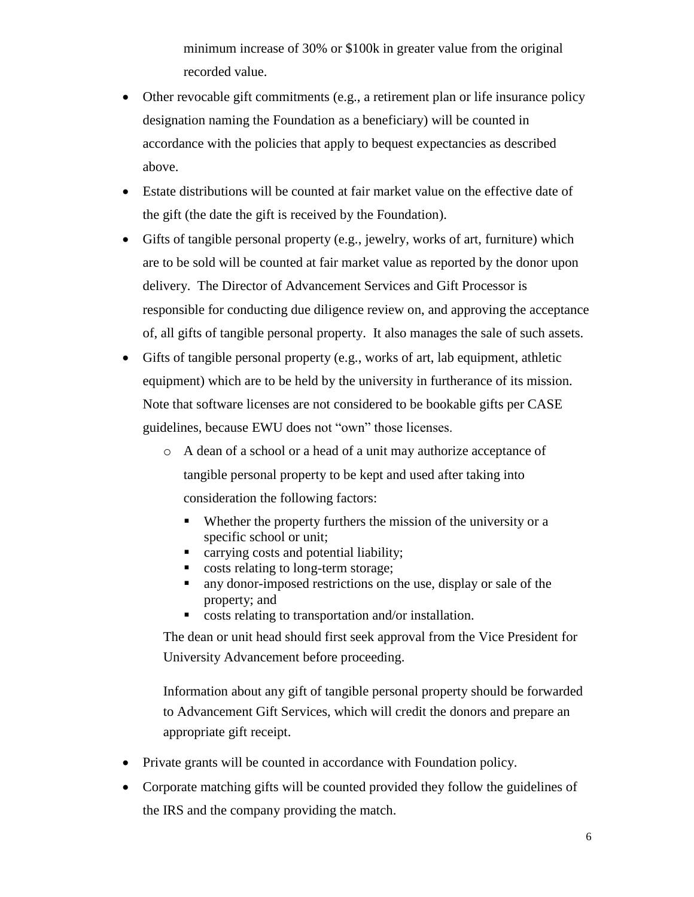minimum increase of 30% or $100k in greater value from the original recorded value.

- Other revocable gift commitments (e.g., a retirement plan or life insurance policy designation naming the Foundation as a beneficiary) will be counted in accordance with the policies that apply to bequest expectancies as described above.
- Estate distributions will be counted at fair market value on the effective date of the gift (the date the gift is received by the Foundation).
- Gifts of tangible personal property (e.g., jewelry, works of art, furniture) which are to be sold will be counted at fair market value as reported by the donor upon delivery. The Director of Advancement Services and Gift Processor is responsible for conducting due diligence review on, and approving the acceptance of, all gifts of tangible personal property. It also manages the sale of such assets.
- Gifts of tangible personal property (e.g., works of art, lab equipment, athletic equipment) which are to be held by the university in furtherance of its mission. Note that software licenses are not considered to be bookable gifts per CASE guidelines, because EWU does not "own" those licenses.
  - A dean of a school or a head of a unit may authorize acceptance of tangible personal property to be kept and used after taking into consideration the following factors:
    - Whether the property furthers the mission of the university or a specific school or unit;
    - carrying costs and potential liability;
    - costs relating to long-term storage;
    - any donor-imposed restrictions on the use, display or sale of the property; and
    - costs relating to transportation and/or installation.

  The dean or unit head should first seek approval from the Vice President for University Advancement before proceeding.

  Information about any gift of tangible personal property should be forwarded to Advancement Gift Services, which will credit the donors and prepare an appropriate gift receipt.

- Private grants will be counted in accordance with Foundation policy.
- Corporate matching gifts will be counted provided they follow the guidelines of the IRS and the company providing the match.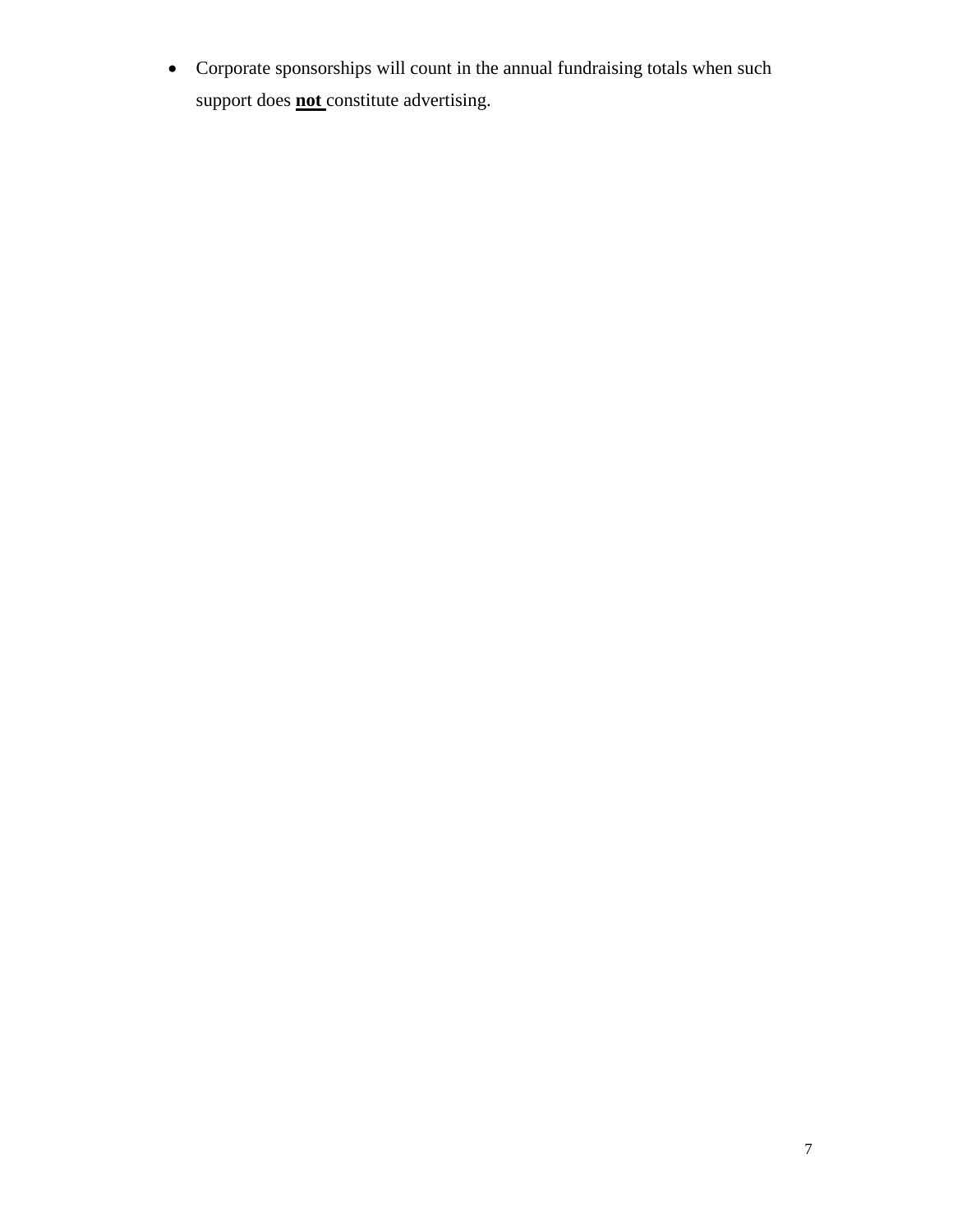- Corporate sponsorships will count in the annual fundraising totals when such support does **not** constitute advertising.